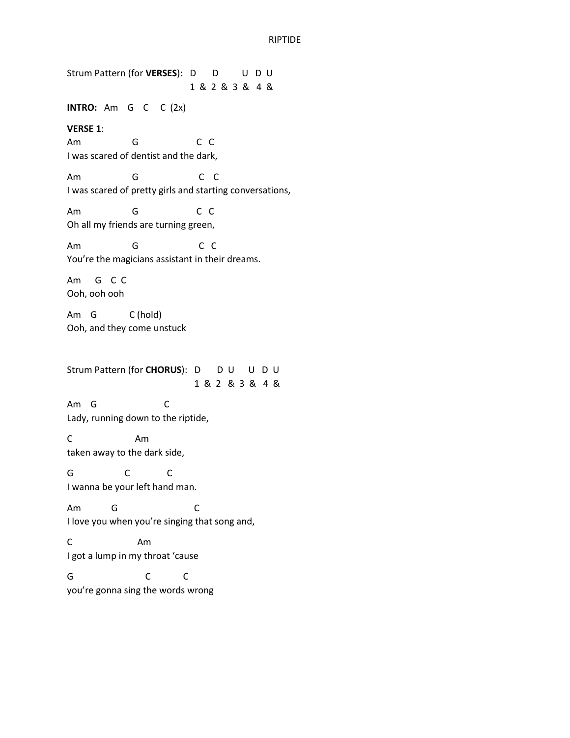RIPTIDE

```
Strum Pattern (for VERSES):   D     D       U  D  U
                              1  &  2  &  3  &  4  &
```

**INTRO:** Am G C C (2x)

**VERSE 1**:

```
Am              G                 C  C
I was scared of dentist and the dark,

Am              G                  C   C
I was scared of pretty girls and starting conversations,

Am              G                 C  C
Oh all my friends are turning green,

Am              G                  C  C
You're the magicians assistant in their dreams.

Am    G   C  C
Ooh, ooh ooh

Am   G         C (hold)
Ooh, and they come unstuck
```

```
Strum Pattern (for CHORUS):   D     D  U     U  D  U
                              1  &  2   &  3  &  4  &
```

```
Am   G                    C
Lady, running down to the riptide,

C                   Am
taken away to the dark side,

G             C          C
I wanna be your left hand man.

Am         G                        C
I love you when you're singing that song and,

C                    Am
I got a lump in my throat 'cause

G                     C          C
you're gonna sing the words wrong
```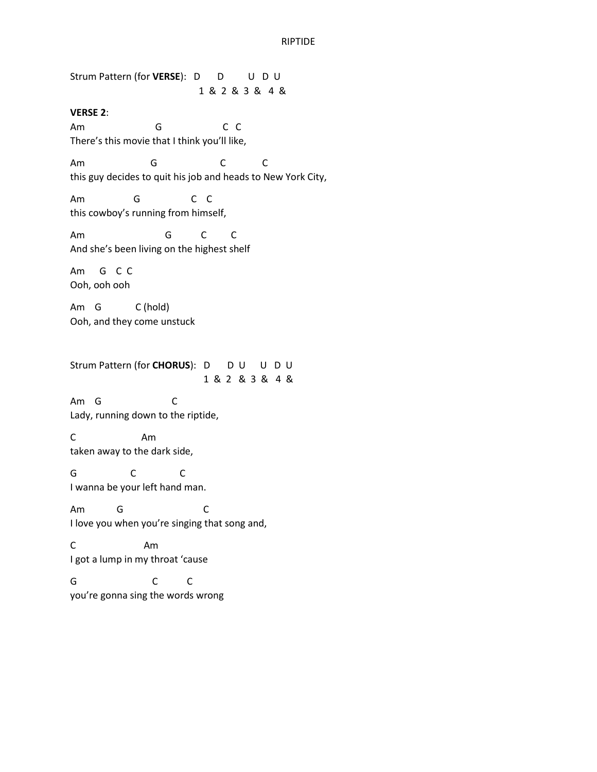RIPTIDE

```
Strum Pattern (for VERSE):  D     D       U  D  U
                            1  &  2  &  3  &  4  &
```

**VERSE 2**:

```
Am                    G                   C  C
There's this movie that I think you'll like,

Am                    G                   C           C
this guy decides to quit his job and heads to New York City,

Am               G               C   C
this cowboy's running from himself,

Am                        G          C        C
And she's been living on the highest shelf

Am     G   C  C
Ooh, ooh ooh

Am    G          C (hold)
Ooh, and they come unstuck
```

```
Strum Pattern (for CHORUS):  D     D  U    U  D  U
                             1  &  2   &  3  &  4  &
```

```
Am    G                    C
Lady, running down to the riptide,

C                     Am
taken away to the dark side,

G                 C              C
I wanna be your left hand man.

Am          G                        C
I love you when you're singing that song and,

C                      Am
I got a lump in my throat 'cause

G                       C         C
you're gonna sing the words wrong
```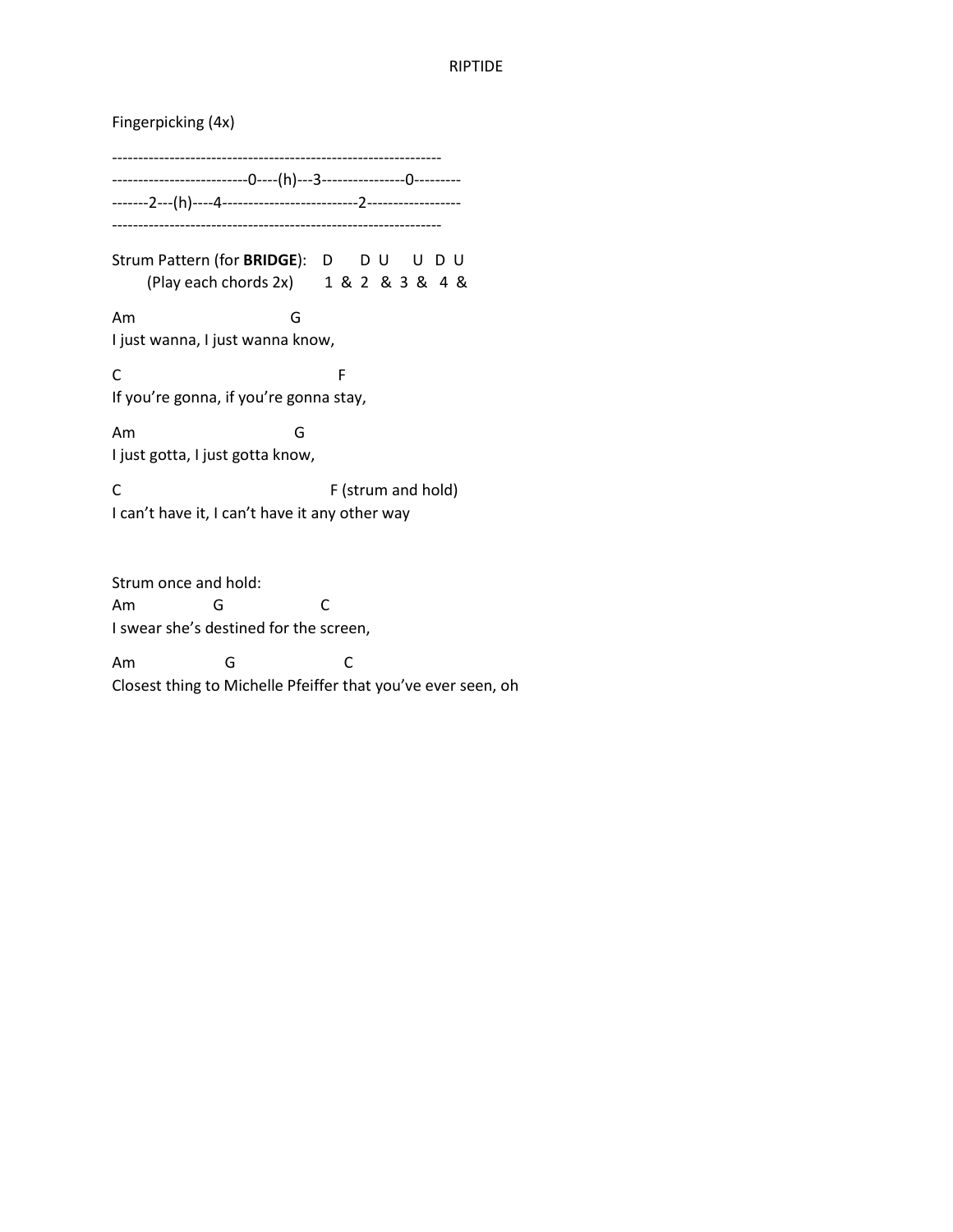RIPTIDE

Fingerpicking (4x)

```
--------------------------------------------------------------
--------------------------0----(h)---3----------------0---------
-------2---(h)----4--------------------------2------------------
--------------------------------------------------------------
```

```
Strum Pattern (for BRIDGE):   D     D  U     U  D  U
      (Play each chords 2x)     1  &  2   &  3  &   4  &
```

```
Am                          G
I just wanna, I just wanna know,

C                                   F
If you're gonna, if you're gonna stay,

Am                          G
I just gotta, I just gotta know,

C                                        F (strum and hold)
I can't have it, I can't have it any other way
```

Strum once and hold:

```
Am              G                   C
I swear she's destined for the screen,

Am                G                     C
Closest thing to Michelle Pfeiffer that you've ever seen, oh
```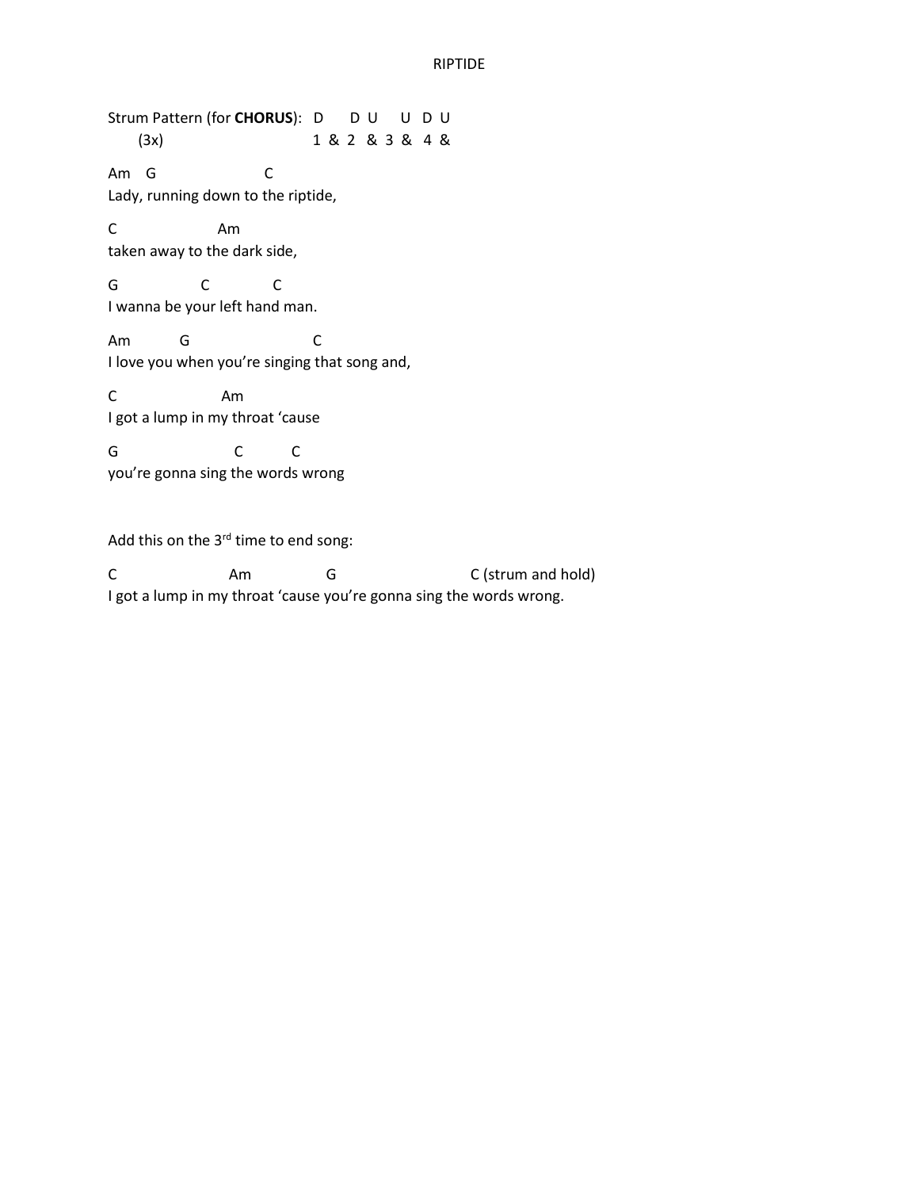# RIPTIDE

Strum Pattern (for **CHORUS**): D    D U    U  D  U
(3x)                                            1  &  2  &  3  &  4  &

```
Am   G                    C
Lady, running down to the riptide,

C                    Am
taken away to the dark side,

G                 C            C
I wanna be your left hand man.

Am          G                         C
I love you when you're singing that song and,

C                      Am
I got a lump in my throat 'cause

G                        C          C
you're gonna sing the words wrong
```

Add this on the 3rd time to end song:

```
C                     Am                G                            C (strum and hold)
I got a lump in my throat 'cause you're gonna sing the words wrong.
```